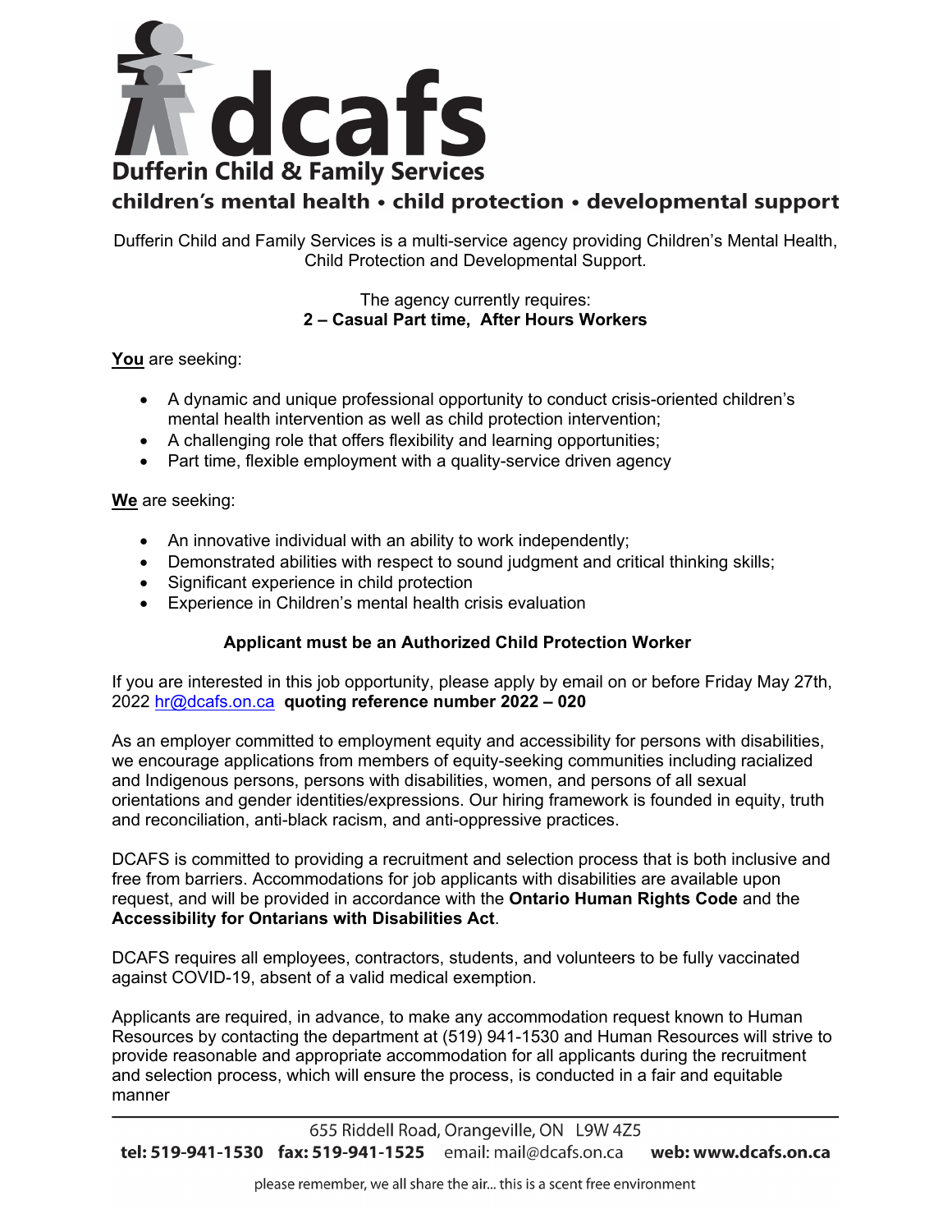# dcafs

**Dufferin Child & Family Services**

**children's mental health • child protection • developmental support**

Dufferin Child and Family Services is a multi-service agency providing Children's Mental Health, Child Protection and Developmental Support.

The agency currently requires:
**2 – Casual Part time, After Hours Workers**

**You** are seeking:

- A dynamic and unique professional opportunity to conduct crisis-oriented children's mental health intervention as well as child protection intervention;
- A challenging role that offers flexibility and learning opportunities;
- Part time, flexible employment with a quality-service driven agency

**We** are seeking:

- An innovative individual with an ability to work independently;
- Demonstrated abilities with respect to sound judgment and critical thinking skills;
- Significant experience in child protection
- Experience in Children's mental health crisis evaluation

**Applicant must be an Authorized Child Protection Worker**

If you are interested in this job opportunity, please apply by email on or before Friday May 27th, 2022 hr@dcafs.on.ca **quoting reference number 2022 – 020**

As an employer committed to employment equity and accessibility for persons with disabilities, we encourage applications from members of equity-seeking communities including racialized and Indigenous persons, persons with disabilities, women, and persons of all sexual orientations and gender identities/expressions. Our hiring framework is founded in equity, truth and reconciliation, anti-black racism, and anti-oppressive practices.

DCAFS is committed to providing a recruitment and selection process that is both inclusive and free from barriers. Accommodations for job applicants with disabilities are available upon request, and will be provided in accordance with the **Ontario Human Rights Code** and the **Accessibility for Ontarians with Disabilities Act**.

DCAFS requires all employees, contractors, students, and volunteers to be fully vaccinated against COVID-19, absent of a valid medical exemption.

Applicants are required, in advance, to make any accommodation request known to Human Resources by contacting the department at (519) 941-1530 and Human Resources will strive to provide reasonable and appropriate accommodation for all applicants during the recruitment and selection process, which will ensure the process, is conducted in a fair and equitable manner

655 Riddell Road, Orangeville, ON L9W 4Z5
**tel: 519-941-1530** **fax: 519-941-1525** email: mail@dcafs.on.ca **web: www.dcafs.on.ca**

please remember, we all share the air... this is a scent free environment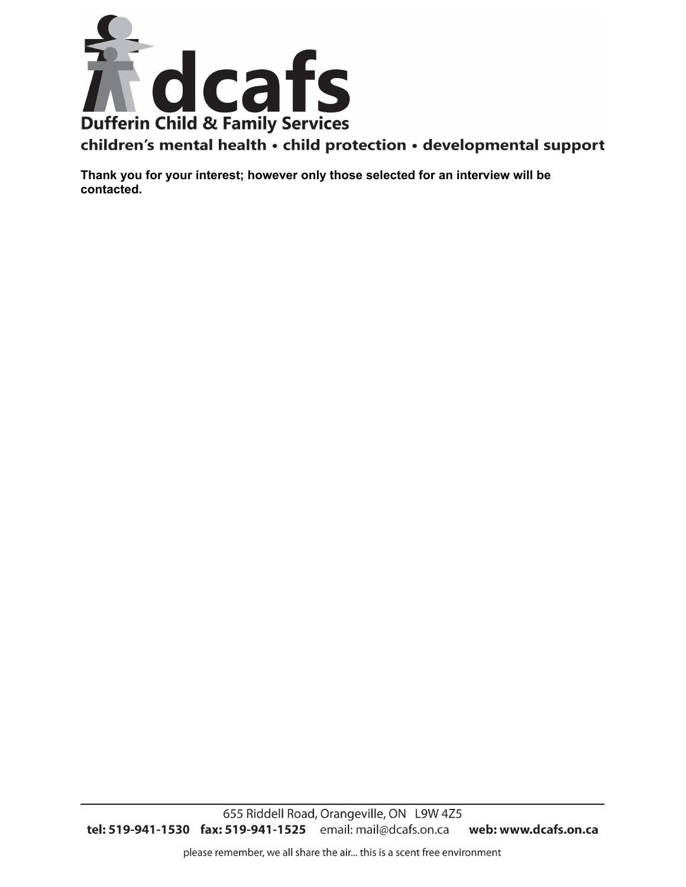**Dufferin Child & Family Services**

**children's mental health • child protection • developmental support**

**Thank you for your interest; however only those selected for an interview will be contacted.**

655 Riddell Road, Orangeville, ON L9W 4Z5

**tel: 519-941-1530** **fax: 519-941-1525** email: mail@dcafs.on.ca **web: www.dcafs.on.ca**

please remember, we all share the air... this is a scent free environment